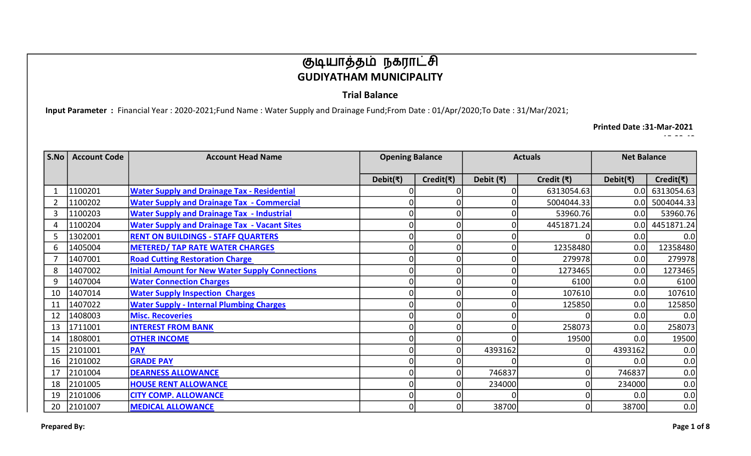# குடியாத்தம் நகராட்சி
# GUDIYATHAM MUNICIPALITY

## Trial Balance

**Input Parameter :** Financial Year : 2020-2021;Fund Name : Water Supply and Drainage Fund;From Date : 01/Apr/2020;To Date : 31/Mar/2021;

**Printed Date :31-Mar-2021**

| S.No | Account Code | Account Head Name | Opening Balance | | Actuals | | Net Balance | |
|---|---|---|---|---|---|---|---|---|
| | | | Debit(₹) | Credit(₹) | Debit (₹) | Credit (₹) | Debit(₹) | Credit(₹) |
| 1 | 1100201 | Water Supply and Drainage Tax - Residential | 0 | 0 | 0 | 6313054.63 | 0.0 | 6313054.63 |
| 2 | 1100202 | Water Supply and Drainage Tax - Commercial | 0 | 0 | 0 | 5004044.33 | 0.0 | 5004044.33 |
| 3 | 1100203 | Water Supply and Drainage Tax - Industrial | 0 | 0 | 0 | 53960.76 | 0.0 | 53960.76 |
| 4 | 1100204 | Water Supply and Drainage Tax - Vacant Sites | 0 | 0 | 0 | 4451871.24 | 0.0 | 4451871.24 |
| 5 | 1302001 | RENT ON BUILDINGS - STAFF QUARTERS | 0 | 0 | 0 | 0 | 0.0 | 0.0 |
| 6 | 1405004 | METERED/ TAP RATE WATER CHARGES | 0 | 0 | 0 | 12358480 | 0.0 | 12358480 |
| 7 | 1407001 | Road Cutting Restoration Charge | 0 | 0 | 0 | 279978 | 0.0 | 279978 |
| 8 | 1407002 | Initial Amount for New Water Supply Connections | 0 | 0 | 0 | 1273465 | 0.0 | 1273465 |
| 9 | 1407004 | Water Connection Charges | 0 | 0 | 0 | 6100 | 0.0 | 6100 |
| 10 | 1407014 | Water Supply Inspection Charges | 0 | 0 | 0 | 107610 | 0.0 | 107610 |
| 11 | 1407022 | Water Supply - Internal Plumbing Charges | 0 | 0 | 0 | 125850 | 0.0 | 125850 |
| 12 | 1408003 | Misc. Recoveries | 0 | 0 | 0 | 0 | 0.0 | 0.0 |
| 13 | 1711001 | INTEREST FROM BANK | 0 | 0 | 0 | 258073 | 0.0 | 258073 |
| 14 | 1808001 | OTHER INCOME | 0 | 0 | 0 | 19500 | 0.0 | 19500 |
| 15 | 2101001 | PAY | 0 | 0 | 4393162 | 0 | 4393162 | 0.0 |
| 16 | 2101002 | GRADE PAY | 0 | 0 | 0 | 0 | 0.0 | 0.0 |
| 17 | 2101004 | DEARNESS ALLOWANCE | 0 | 0 | 746837 | 0 | 746837 | 0.0 |
| 18 | 2101005 | HOUSE RENT ALLOWANCE | 0 | 0 | 234000 | 0 | 234000 | 0.0 |
| 19 | 2101006 | CITY COMP. ALLOWANCE | 0 | 0 | 0 | 0 | 0.0 | 0.0 |
| 20 | 2101007 | MEDICAL ALLOWANCE | 0 | 0 | 38700 | 0 | 38700 | 0.0 |

**Prepared By:**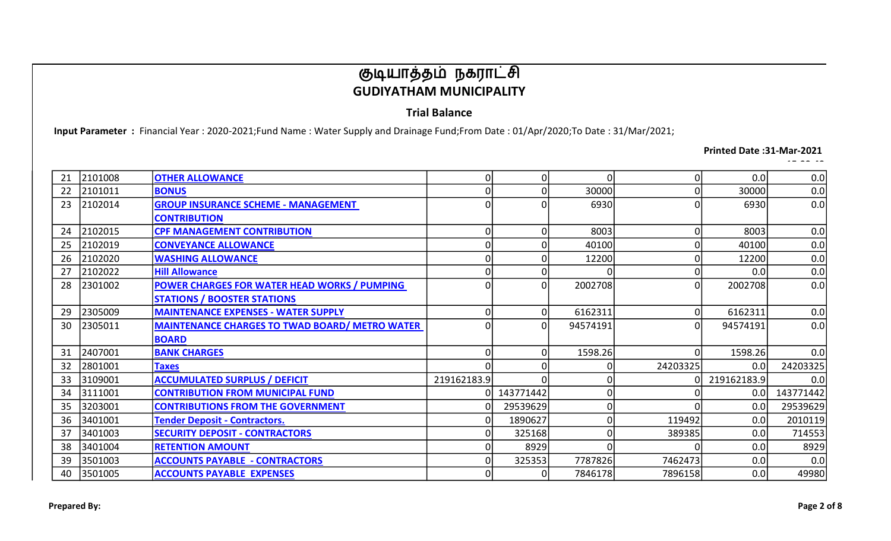# குடியாத்தம் நகராட்சி
## GUDIYATHAM MUNICIPALITY

### Trial Balance

**Input Parameter :** Financial Year : 2020-2021;Fund Name : Water Supply and Drainage Fund;From Date : 01/Apr/2020;To Date : 31/Mar/2021;

**Printed Date :31-Mar-2021**

| | | | | | | | | |
|---|---|---|---|---|---|---|---|---|
| 21 | 2101008 | OTHER ALLOWANCE | 0 | 0 | 0 | 0 | 0.0 | 0.0 |
| 22 | 2101011 | BONUS | 0 | 0 | 30000 | 0 | 30000 | 0.0 |
| 23 | 2102014 | GROUP INSURANCE SCHEME - MANAGEMENT CONTRIBUTION | 0 | 0 | 6930 | 0 | 6930 | 0.0 |
| 24 | 2102015 | CPF MANAGEMENT CONTRIBUTION | 0 | 0 | 8003 | 0 | 8003 | 0.0 |
| 25 | 2102019 | CONVEYANCE ALLOWANCE | 0 | 0 | 40100 | 0 | 40100 | 0.0 |
| 26 | 2102020 | WASHING ALLOWANCE | 0 | 0 | 12200 | 0 | 12200 | 0.0 |
| 27 | 2102022 | Hill Allowance | 0 | 0 | 0 | 0 | 0.0 | 0.0 |
| 28 | 2301002 | POWER CHARGES FOR WATER HEAD WORKS / PUMPING STATIONS / BOOSTER STATIONS | 0 | 0 | 2002708 | 0 | 2002708 | 0.0 |
| 29 | 2305009 | MAINTENANCE EXPENSES - WATER SUPPLY | 0 | 0 | 6162311 | 0 | 6162311 | 0.0 |
| 30 | 2305011 | MAINTENANCE CHARGES TO TWAD BOARD/ METRO WATER BOARD | 0 | 0 | 94574191 | 0 | 94574191 | 0.0 |
| 31 | 2407001 | BANK CHARGES | 0 | 0 | 1598.26 | 0 | 1598.26 | 0.0 |
| 32 | 2801001 | Taxes | 0 | 0 | 0 | 24203325 | 0.0 | 24203325 |
| 33 | 3109001 | ACCUMULATED SURPLUS / DEFICIT | 219162183.9 | 0 | 0 | 0 | 219162183.9 | 0.0 |
| 34 | 3111001 | CONTRIBUTION FROM MUNICIPAL FUND | 0 | 143771442 | 0 | 0 | 0.0 | 143771442 |
| 35 | 3203001 | CONTRIBUTIONS FROM THE GOVERNMENT | 0 | 29539629 | 0 | 0 | 0.0 | 29539629 |
| 36 | 3401001 | Tender Deposit - Contractors. | 0 | 1890627 | 0 | 119492 | 0.0 | 2010119 |
| 37 | 3401003 | SECURITY DEPOSIT - CONTRACTORS | 0 | 325168 | 0 | 389385 | 0.0 | 714553 |
| 38 | 3401004 | RETENTION AMOUNT | 0 | 8929 | 0 | 0 | 0.0 | 8929 |
| 39 | 3501003 | ACCOUNTS PAYABLE - CONTRACTORS | 0 | 325353 | 7787826 | 7462473 | 0.0 | 0.0 |
| 40 | 3501005 | ACCOUNTS PAYABLE EXPENSES | 0 | 0 | 7846178 | 7896158 | 0.0 | 49980 |

**Prepared By:**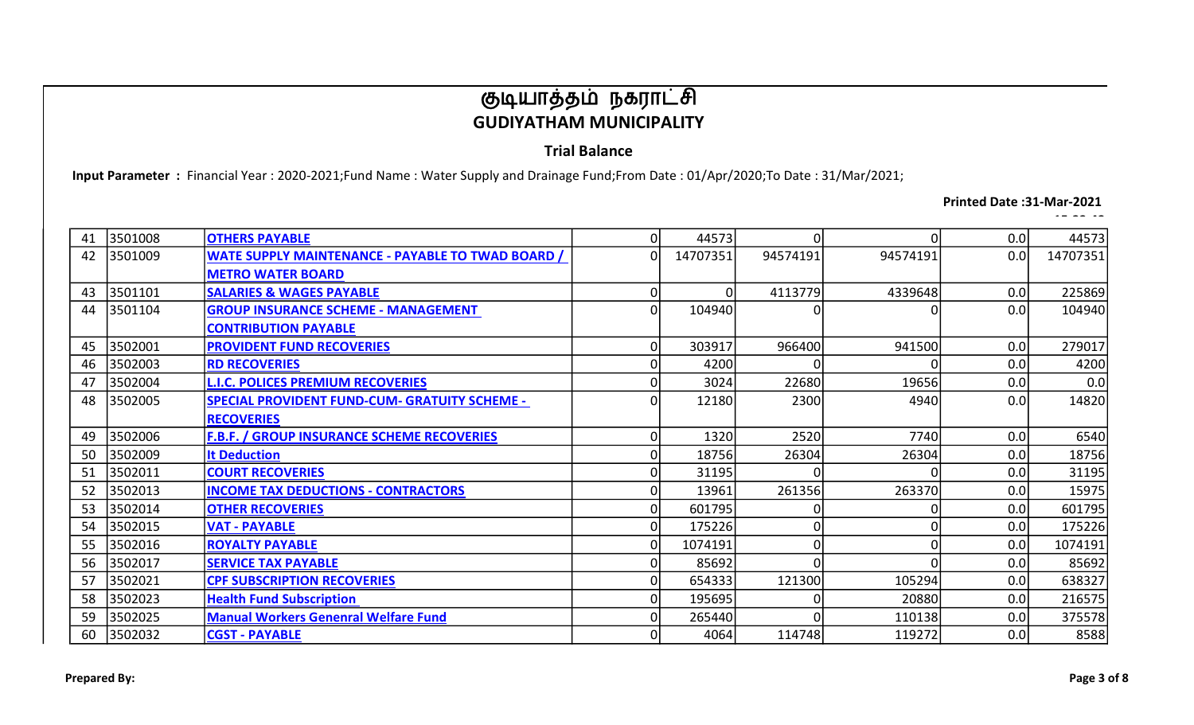# குடியாத்தம் நகராட்சி
## GUDIYATHAM MUNICIPALITY

### Trial Balance

**Input Parameter :** Financial Year : 2020-2021;Fund Name : Water Supply and Drainage Fund;From Date : 01/Apr/2020;To Date : 31/Mar/2021;

**Printed Date :31-Mar-2021**

| | | | | | | | | |
|---|---|---|---|---|---|---|---|---|
| 41 | 3501008 | OTHERS PAYABLE | 0 | 44573 | 0 | 0 | 0.0 | 44573 |
| 42 | 3501009 | WATE SUPPLY MAINTENANCE - PAYABLE TO TWAD BOARD / METRO WATER BOARD | 0 | 14707351 | 94574191 | 94574191 | 0.0 | 14707351 |
| 43 | 3501101 | SALARIES & WAGES PAYABLE | 0 | 0 | 4113779 | 4339648 | 0.0 | 225869 |
| 44 | 3501104 | GROUP INSURANCE SCHEME - MANAGEMENT CONTRIBUTION PAYABLE | 0 | 104940 | 0 | 0 | 0.0 | 104940 |
| 45 | 3502001 | PROVIDENT FUND RECOVERIES | 0 | 303917 | 966400 | 941500 | 0.0 | 279017 |
| 46 | 3502003 | RD RECOVERIES | 0 | 4200 | 0 | 0 | 0.0 | 4200 |
| 47 | 3502004 | L.I.C. POLICES PREMIUM RECOVERIES | 0 | 3024 | 22680 | 19656 | 0.0 | 0.0 |
| 48 | 3502005 | SPECIAL PROVIDENT FUND-CUM- GRATUITY SCHEME - RECOVERIES | 0 | 12180 | 2300 | 4940 | 0.0 | 14820 |
| 49 | 3502006 | F.B.F. / GROUP INSURANCE SCHEME RECOVERIES | 0 | 1320 | 2520 | 7740 | 0.0 | 6540 |
| 50 | 3502009 | It Deduction | 0 | 18756 | 26304 | 26304 | 0.0 | 18756 |
| 51 | 3502011 | COURT RECOVERIES | 0 | 31195 | 0 | 0 | 0.0 | 31195 |
| 52 | 3502013 | INCOME TAX DEDUCTIONS - CONTRACTORS | 0 | 13961 | 261356 | 263370 | 0.0 | 15975 |
| 53 | 3502014 | OTHER RECOVERIES | 0 | 601795 | 0 | 0 | 0.0 | 601795 |
| 54 | 3502015 | VAT - PAYABLE | 0 | 175226 | 0 | 0 | 0.0 | 175226 |
| 55 | 3502016 | ROYALTY PAYABLE | 0 | 1074191 | 0 | 0 | 0.0 | 1074191 |
| 56 | 3502017 | SERVICE TAX PAYABLE | 0 | 85692 | 0 | 0 | 0.0 | 85692 |
| 57 | 3502021 | CPF SUBSCRIPTION RECOVERIES | 0 | 654333 | 121300 | 105294 | 0.0 | 638327 |
| 58 | 3502023 | Health Fund Subscription | 0 | 195695 | 0 | 20880 | 0.0 | 216575 |
| 59 | 3502025 | Manual Workers Genenral Welfare Fund | 0 | 265440 | 0 | 110138 | 0.0 | 375578 |
| 60 | 3502032 | CGST - PAYABLE | 0 | 4064 | 114748 | 119272 | 0.0 | 8588 |

**Prepared By:**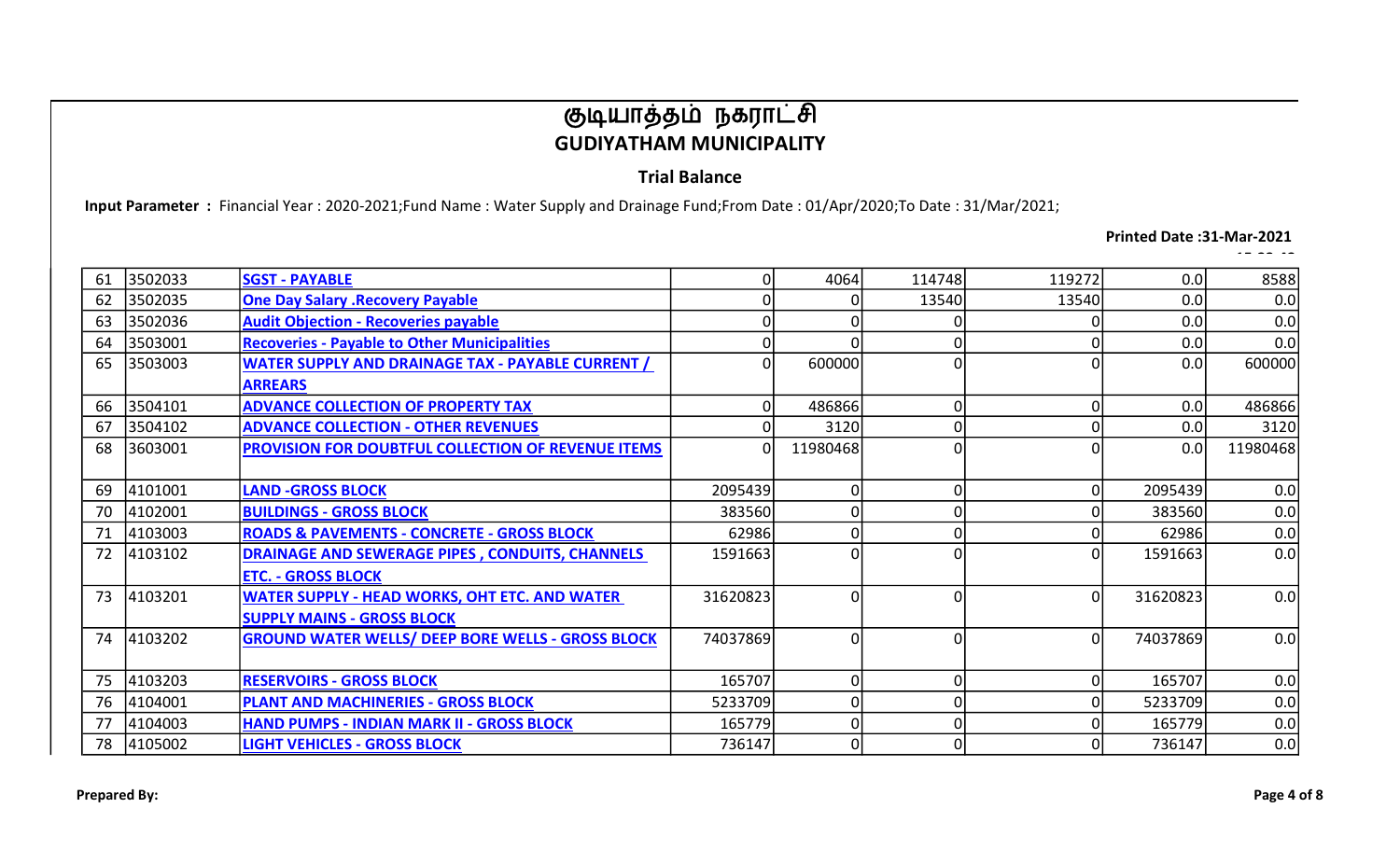# குடியாத்தம் நகராட்சி
# GUDIYATHAM MUNICIPALITY

## Trial Balance

**Input Parameter :** Financial Year : 2020-2021;Fund Name : Water Supply and Drainage Fund;From Date : 01/Apr/2020;To Date : 31/Mar/2021;

**Printed Date :31-Mar-2021**

| | | | | | | | | |
|---|---|---|---|---|---|---|---|---|
| 61 | 3502033 | SGST - PAYABLE | 0 | 4064 | 114748 | 119272 | 0.0 | 8588 |
| 62 | 3502035 | One Day Salary .Recovery Payable | 0 | 0 | 13540 | 13540 | 0.0 | 0.0 |
| 63 | 3502036 | Audit Objection - Recoveries payable | 0 | 0 | 0 | 0 | 0.0 | 0.0 |
| 64 | 3503001 | Recoveries - Payable to Other Municipalities | 0 | 0 | 0 | 0 | 0.0 | 0.0 |
| 65 | 3503003 | WATER SUPPLY AND DRAINAGE TAX - PAYABLE CURRENT / ARREARS | 0 | 600000 | 0 | 0 | 0.0 | 600000 |
| 66 | 3504101 | ADVANCE COLLECTION OF PROPERTY TAX | 0 | 486866 | 0 | 0 | 0.0 | 486866 |
| 67 | 3504102 | ADVANCE COLLECTION - OTHER REVENUES | 0 | 3120 | 0 | 0 | 0.0 | 3120 |
| 68 | 3603001 | PROVISION FOR DOUBTFUL COLLECTION OF REVENUE ITEMS | 0 | 11980468 | 0 | 0 | 0.0 | 11980468 |
| 69 | 4101001 | LAND -GROSS BLOCK | 2095439 | 0 | 0 | 0 | 2095439 | 0.0 |
| 70 | 4102001 | BUILDINGS - GROSS BLOCK | 383560 | 0 | 0 | 0 | 383560 | 0.0 |
| 71 | 4103003 | ROADS & PAVEMENTS - CONCRETE - GROSS BLOCK | 62986 | 0 | 0 | 0 | 62986 | 0.0 |
| 72 | 4103102 | DRAINAGE AND SEWERAGE PIPES , CONDUITS, CHANNELS ETC. - GROSS BLOCK | 1591663 | 0 | 0 | 0 | 1591663 | 0.0 |
| 73 | 4103201 | WATER SUPPLY - HEAD WORKS, OHT ETC. AND WATER SUPPLY MAINS - GROSS BLOCK | 31620823 | 0 | 0 | 0 | 31620823 | 0.0 |
| 74 | 4103202 | GROUND WATER WELLS/ DEEP BORE WELLS - GROSS BLOCK | 74037869 | 0 | 0 | 0 | 74037869 | 0.0 |
| 75 | 4103203 | RESERVOIRS - GROSS BLOCK | 165707 | 0 | 0 | 0 | 165707 | 0.0 |
| 76 | 4104001 | PLANT AND MACHINERIES - GROSS BLOCK | 5233709 | 0 | 0 | 0 | 5233709 | 0.0 |
| 77 | 4104003 | HAND PUMPS - INDIAN MARK II - GROSS BLOCK | 165779 | 0 | 0 | 0 | 165779 | 0.0 |
| 78 | 4105002 | LIGHT VEHICLES - GROSS BLOCK | 736147 | 0 | 0 | 0 | 736147 | 0.0 |

**Prepared By:**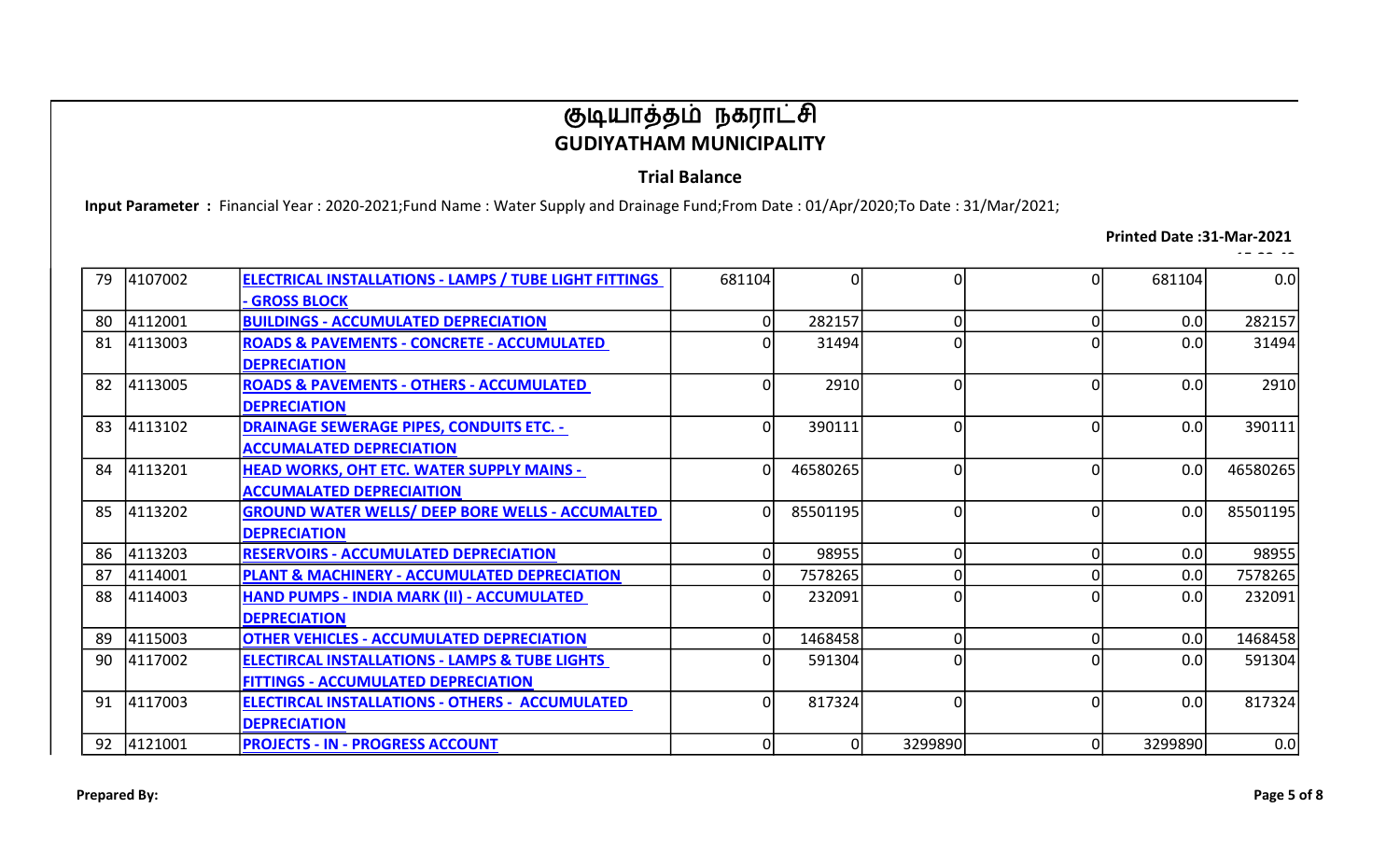# குடியாத்தம் நகராட்சி
# GUDIYATHAM MUNICIPALITY

## Trial Balance

**Input Parameter :** Financial Year : 2020-2021;Fund Name : Water Supply and Drainage Fund;From Date : 01/Apr/2020;To Date : 31/Mar/2021;

**Printed Date :31-Mar-2021**

| | | | | | | | | |
|---|---|---|---|---|---|---|---|---|
| 79 | 4107002 | ELECTRICAL INSTALLATIONS - LAMPS / TUBE LIGHT FITTINGS - GROSS BLOCK | 681104 | 0 | 0 | 0 | 681104 | 0.0 |
| 80 | 4112001 | BUILDINGS - ACCUMULATED DEPRECIATION | 0 | 282157 | 0 | 0 | 0.0 | 282157 |
| 81 | 4113003 | ROADS & PAVEMENTS - CONCRETE - ACCUMULATED DEPRECIATION | 0 | 31494 | 0 | 0 | 0.0 | 31494 |
| 82 | 4113005 | ROADS & PAVEMENTS - OTHERS - ACCUMULATED DEPRECIATION | 0 | 2910 | 0 | 0 | 0.0 | 2910 |
| 83 | 4113102 | DRAINAGE SEWERAGE PIPES, CONDUITS ETC. - ACCUMALATED DEPRECIATION | 0 | 390111 | 0 | 0 | 0.0 | 390111 |
| 84 | 4113201 | HEAD WORKS, OHT ETC. WATER SUPPLY MAINS - ACCUMALATED DEPRECIAITION | 0 | 46580265 | 0 | 0 | 0.0 | 46580265 |
| 85 | 4113202 | GROUND WATER WELLS/ DEEP BORE WELLS - ACCUMALTED DEPRECIATION | 0 | 85501195 | 0 | 0 | 0.0 | 85501195 |
| 86 | 4113203 | RESERVOIRS - ACCUMULATED DEPRECIATION | 0 | 98955 | 0 | 0 | 0.0 | 98955 |
| 87 | 4114001 | PLANT & MACHINERY - ACCUMULATED DEPRECIATION | 0 | 7578265 | 0 | 0 | 0.0 | 7578265 |
| 88 | 4114003 | HAND PUMPS - INDIA MARK (II) - ACCUMULATED DEPRECIATION | 0 | 232091 | 0 | 0 | 0.0 | 232091 |
| 89 | 4115003 | OTHER VEHICLES - ACCUMULATED DEPRECIATION | 0 | 1468458 | 0 | 0 | 0.0 | 1468458 |
| 90 | 4117002 | ELECTIRCAL INSTALLATIONS - LAMPS & TUBE LIGHTS FITTINGS - ACCUMULATED DEPRECIATION | 0 | 591304 | 0 | 0 | 0.0 | 591304 |
| 91 | 4117003 | ELECTIRCAL INSTALLATIONS - OTHERS - ACCUMULATED DEPRECIATION | 0 | 817324 | 0 | 0 | 0.0 | 817324 |
| 92 | 4121001 | PROJECTS - IN - PROGRESS ACCOUNT | 0 | 0 | 3299890 | 0 | 3299890 | 0.0 |

**Prepared By:**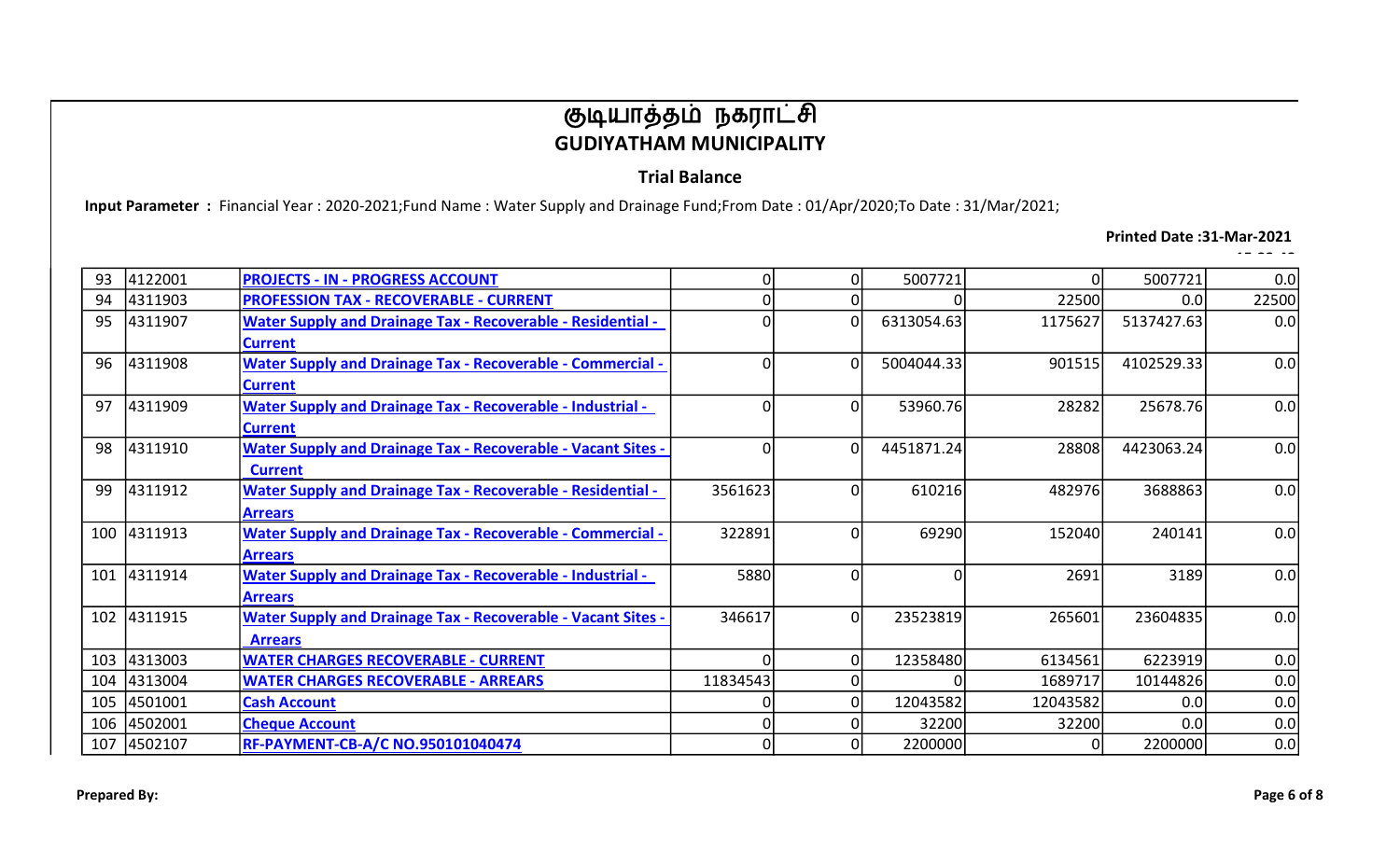# குடியாத்தம் நகராட்சி
# GUDIYATHAM MUNICIPALITY

## Trial Balance

**Input Parameter :** Financial Year : 2020-2021;Fund Name : Water Supply and Drainage Fund;From Date : 01/Apr/2020;To Date : 31/Mar/2021;

**Printed Date :31-Mar-2021**

| | | | | | | | | |
|---|---|---|---|---|---|---|---|---|
| 93 | 4122001 | PROJECTS - IN - PROGRESS ACCOUNT | 0 | 0 | 5007721 | 0 | 5007721 | 0.0 |
| 94 | 4311903 | PROFESSION TAX - RECOVERABLE - CURRENT | 0 | 0 | 0 | 22500 | 0.0 | 22500 |
| 95 | 4311907 | Water Supply and Drainage Tax - Recoverable - Residential - Current | 0 | 0 | 6313054.63 | 1175627 | 5137427.63 | 0.0 |
| 96 | 4311908 | Water Supply and Drainage Tax - Recoverable - Commercial - Current | 0 | 0 | 5004044.33 | 901515 | 4102529.33 | 0.0 |
| 97 | 4311909 | Water Supply and Drainage Tax - Recoverable - Industrial - Current | 0 | 0 | 53960.76 | 28282 | 25678.76 | 0.0 |
| 98 | 4311910 | Water Supply and Drainage Tax - Recoverable - Vacant Sites - Current | 0 | 0 | 4451871.24 | 28808 | 4423063.24 | 0.0 |
| 99 | 4311912 | Water Supply and Drainage Tax - Recoverable - Residential - Arrears | 3561623 | 0 | 610216 | 482976 | 3688863 | 0.0 |
| 100 | 4311913 | Water Supply and Drainage Tax - Recoverable - Commercial - Arrears | 322891 | 0 | 69290 | 152040 | 240141 | 0.0 |
| 101 | 4311914 | Water Supply and Drainage Tax - Recoverable - Industrial - Arrears | 5880 | 0 | 0 | 2691 | 3189 | 0.0 |
| 102 | 4311915 | Water Supply and Drainage Tax - Recoverable - Vacant Sites - Arrears | 346617 | 0 | 23523819 | 265601 | 23604835 | 0.0 |
| 103 | 4313003 | WATER CHARGES RECOVERABLE - CURRENT | 0 | 0 | 12358480 | 6134561 | 6223919 | 0.0 |
| 104 | 4313004 | WATER CHARGES RECOVERABLE - ARREARS | 11834543 | 0 | 0 | 1689717 | 10144826 | 0.0 |
| 105 | 4501001 | Cash Account | 0 | 0 | 12043582 | 12043582 | 0.0 | 0.0 |
| 106 | 4502001 | Cheque Account | 0 | 0 | 32200 | 32200 | 0.0 | 0.0 |
| 107 | 4502107 | RF-PAYMENT-CB-A/C NO.950101040474 | 0 | 0 | 2200000 | 0 | 2200000 | 0.0 |

**Prepared By:**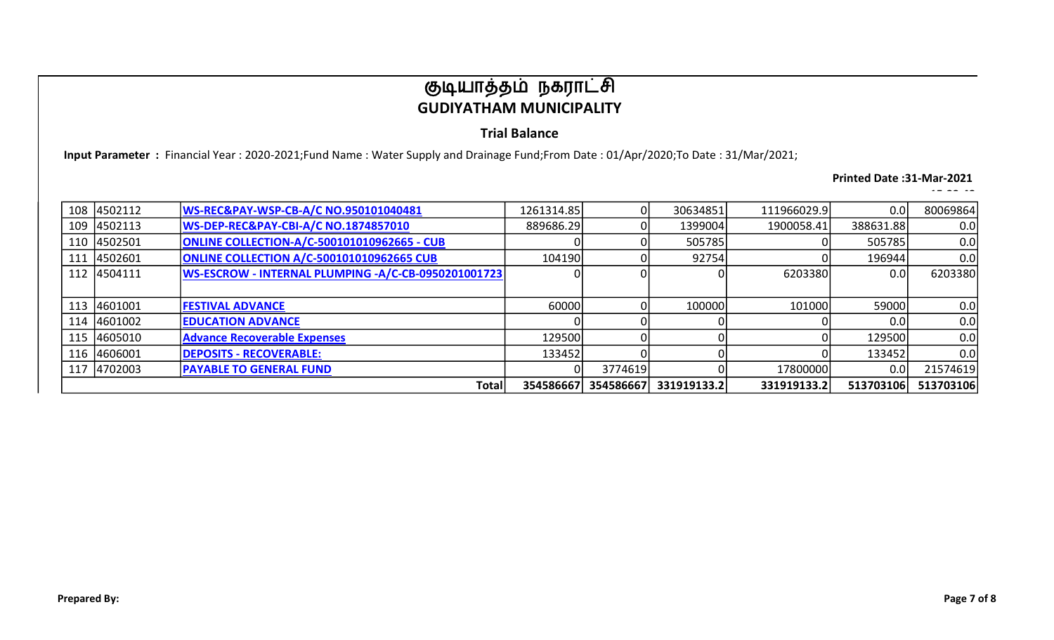# குடியாத்தம் நகராட்சி
## GUDIYATHAM MUNICIPALITY

### Trial Balance

**Input Parameter :** Financial Year : 2020-2021;Fund Name : Water Supply and Drainage Fund;From Date : 01/Apr/2020;To Date : 31/Mar/2021;

**Printed Date :31-Mar-2021**

| | | | | | | | | |
|---|---|---|---|---|---|---|---|---|
| 108 | 4502112 | WS-REC&PAY-WSP-CB-A/C NO.950101040481 | 1261314.85 | 0 | 30634851 | 111966029.9 | 0.0 | 80069864 |
| 109 | 4502113 | WS-DEP-REC&PAY-CBI-A/C NO.1874857010 | 889686.29 | 0 | 1399004 | 1900058.41 | 388631.88 | 0.0 |
| 110 | 4502501 | ONLINE COLLECTION-A/C-500101010962665 - CUB | 0 | 0 | 505785 | 0 | 505785 | 0.0 |
| 111 | 4502601 | ONLINE COLLECTION A/C-500101010962665 CUB | 104190 | 0 | 92754 | 0 | 196944 | 0.0 |
| 112 | 4504111 | WS-ESCROW - INTERNAL PLUMPING -A/C-CB-0950201001723 | 0 | 0 | 0 | 6203380 | 0.0 | 6203380 |
| 113 | 4601001 | FESTIVAL ADVANCE | 60000 | 0 | 100000 | 101000 | 59000 | 0.0 |
| 114 | 4601002 | EDUCATION ADVANCE | 0 | 0 | 0 | 0 | 0.0 | 0.0 |
| 115 | 4605010 | Advance Recoverable Expenses | 129500 | 0 | 0 | 0 | 129500 | 0.0 |
| 116 | 4606001 | DEPOSITS - RECOVERABLE: | 133452 | 0 | 0 | 0 | 133452 | 0.0 |
| 117 | 4702003 | PAYABLE TO GENERAL FUND | 0 | 3774619 | 0 | 17800000 | 0.0 | 21574619 |
| | | **Total** | **354586667** | **354586667** | **331919133.2** | **331919133.2** | **513703106** | **513703106** |

**Prepared By:**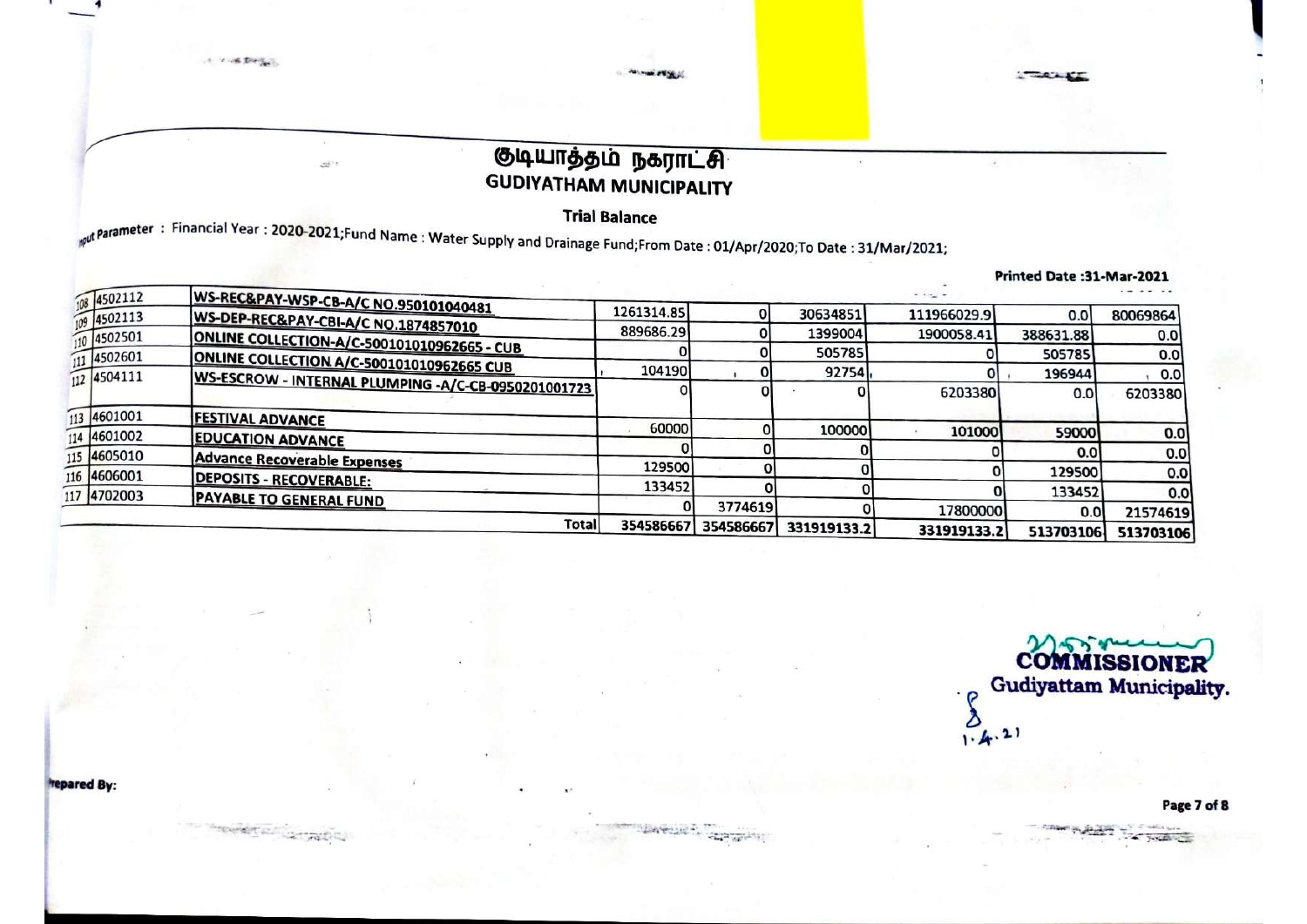# குடியாத்தம் நகராட்சி

## GUDIYATHAM MUNICIPALITY

### Trial Balance

Input Parameter : Financial Year : 2020-2021;Fund Name : Water Supply and Drainage Fund;From Date : 01/Apr/2020;To Date : 31/Mar/2021;

Printed Date :31-Mar-2021

| | | | | | | | | |
|---|---|---|---|---|---|---|---|---|
| 108 | 4502112 | WS-REC&PAY-WSP-CB-A/C NO.950101040481 | 1261314.85 | 0 | 30634851 | 111966029.9 | 0.0 | 80069864 |
| 109 | 4502113 | WS-DEP-REC&PAY-CBI-A/C NO.1874857010 | 889686.29 | 0 | 1399004 | 1900058.41 | 388631.88 | 0.0 |
| 110 | 4502501 | ONLINE COLLECTION-A/C-500101010962665 - CUB | 0 | 0 | 505785 | 0 | 505785 | 0.0 |
| 111 | 4502601 | ONLINE COLLECTION A/C-500101010962665 CUB | 104190 | 0 | 92754 | 0 | 196944 | 0.0 |
| 112 | 4504111 | WS-ESCROW - INTERNAL PLUMPING -A/C-CB-0950201001723 | 0 | 0 | 0 | 6203380 | 0.0 | 6203380 |
| 113 | 4601001 | FESTIVAL ADVANCE | 60000 | 0 | 100000 | 101000 | 59000 | 0.0 |
| 114 | 4601002 | EDUCATION ADVANCE | 0 | 0 | 0 | 0 | 0.0 | 0.0 |
| 115 | 4605010 | Advance Recoverable Expenses | 129500 | 0 | 0 | 0 | 129500 | 0.0 |
| 116 | 4606001 | DEPOSITS - RECOVERABLE: | 133452 | 0 | 0 | 0 | 133452 | 0.0 |
| 117 | 4702003 | PAYABLE TO GENERAL FUND | 0 | 3774619 | 0 | 17800000 | 0.0 | 21574619 |
| | | Total | 354586667 | 354586667 | 331919133.2 | 331919133.2 | 513703106 | 513703106 |

COMMISSIONER
Gudiyattam Municipality.
1.4.21

Prepared By: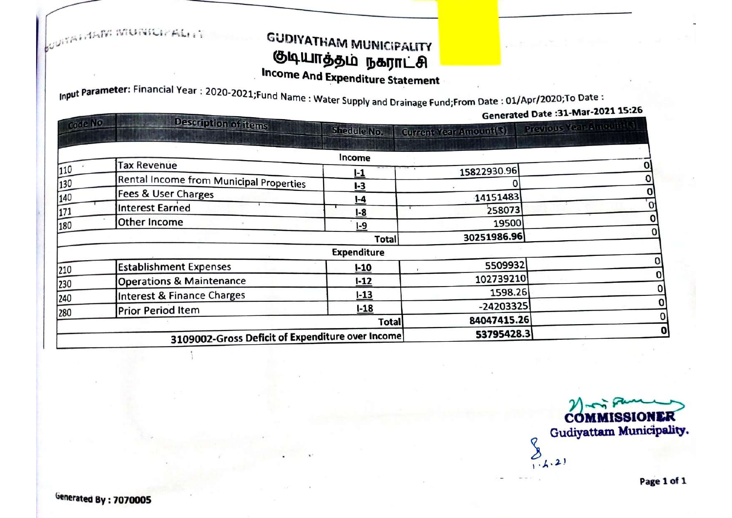# GUDIYATHAM MUNICIPALITY

## குடியாத்தம் நகராட்சி

### Income And Expenditure Statement

**Input Parameter:** Financial Year : 2020-2021;Fund Name : Water Supply and Drainage Fund;From Date : 01/Apr/2020;To Date :

**Generated Date :31-Mar-2021 15:26**

| Code No | Description of items | Shedule No. | Current Year Amount(₹) | Previous Year Amount(₹) |
|---|---|---|---|---|
| | **Income** | | | |
| 110 | Tax Revenue | I-1 | 15822930.96 | 0 |
| 130 | Rental Income from Municipal Properties | I-3 | 0 | 0 |
| 140 | Fees & User Charges | I-4 | 14151483 | 0 |
| 171 | Interest Earned | I-8 | 258073 | 0 |
| 180 | Other Income | I-9 | 19500 | 0 |
| | | **Total** | **30251986.96** | 0 |
| | **Expenditure** | | | |
| 210 | Establishment Expenses | I-10 | 5509932 | 0 |
| 230 | Operations & Maintenance | I-12 | 102739210 | 0 |
| 240 | Interest & Finance Charges | I-13 | 1598.26 | 0 |
| 280 | Prior Period Item | I-18 | -24203325 | 0 |
| | | **Total** | **84047415.26** | 0 |
| | **3109002-Gross Deficit of Expenditure over Income** | | **53795428.3** | **0** |

**COMMISSIONER**
**Gudiyattam Municipality.**

1.4.21

**Generated By : 7070005**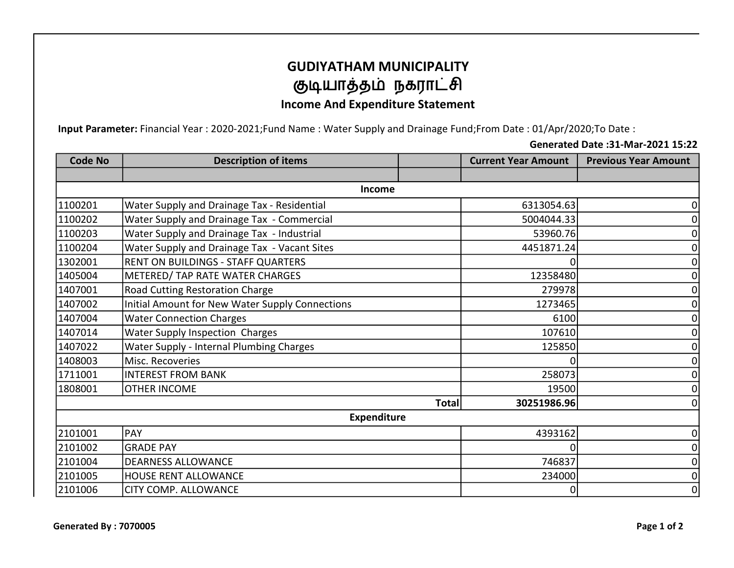# GUDIYATHAM MUNICIPALITY

# குடியாத்தம் நகராட்சி

## Income And Expenditure Statement

**Input Parameter:** Financial Year : 2020-2021;Fund Name : Water Supply and Drainage Fund;From Date : 01/Apr/2020;To Date :

**Generated Date :31-Mar-2021 15:22**

| Code No | Description of items | | Current Year Amount | Previous Year Amount |
|---|---|---|---|---|
| | | | | |
| | **Income** | | | |
| 1100201 | Water Supply and Drainage Tax - Residential | | 6313054.63 | 0 |
| 1100202 | Water Supply and Drainage Tax - Commercial | | 5004044.33 | 0 |
| 1100203 | Water Supply and Drainage Tax - Industrial | | 53960.76 | 0 |
| 1100204 | Water Supply and Drainage Tax - Vacant Sites | | 4451871.24 | 0 |
| 1302001 | RENT ON BUILDINGS - STAFF QUARTERS | | 0 | 0 |
| 1405004 | METERED/ TAP RATE WATER CHARGES | | 12358480 | 0 |
| 1407001 | Road Cutting Restoration Charge | | 279978 | 0 |
| 1407002 | Initial Amount for New Water Supply Connections | | 1273465 | 0 |
| 1407004 | Water Connection Charges | | 6100 | 0 |
| 1407014 | Water Supply Inspection Charges | | 107610 | 0 |
| 1407022 | Water Supply - Internal Plumbing Charges | | 125850 | 0 |
| 1408003 | Misc. Recoveries | | 0 | 0 |
| 1711001 | INTEREST FROM BANK | | 258073 | 0 |
| 1808001 | OTHER INCOME | | 19500 | 0 |
| | | **Total** | **30251986.96** | 0 |
| | **Expenditure** | | | |
| 2101001 | PAY | | 4393162 | 0 |
| 2101002 | GRADE PAY | | 0 | 0 |
| 2101004 | DEARNESS ALLOWANCE | | 746837 | 0 |
| 2101005 | HOUSE RENT ALLOWANCE | | 234000 | 0 |
| 2101006 | CITY COMP. ALLOWANCE | | 0 | 0 |

**Generated By : 7070005**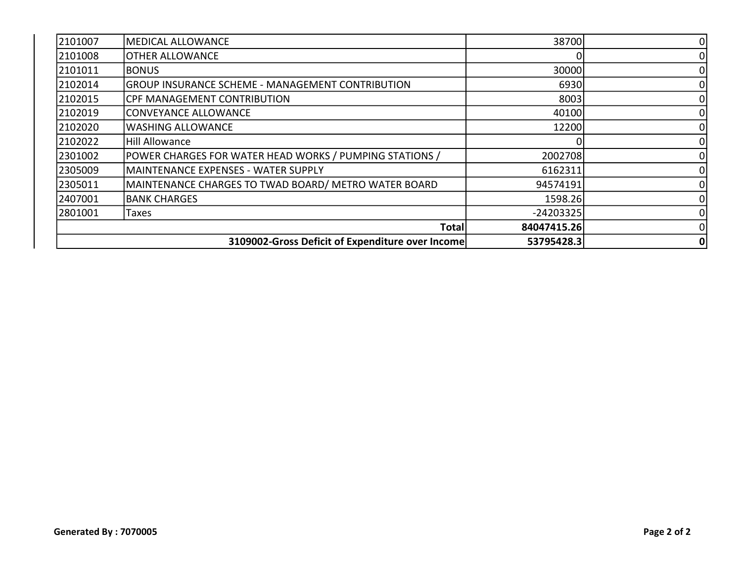| | | | |
|---|---|---|---|
| 2101007 | MEDICAL ALLOWANCE | 38700 | 0 |
| 2101008 | OTHER ALLOWANCE | 0 | 0 |
| 2101011 | BONUS | 30000 | 0 |
| 2102014 | GROUP INSURANCE SCHEME - MANAGEMENT CONTRIBUTION | 6930 | 0 |
| 2102015 | CPF MANAGEMENT CONTRIBUTION | 8003 | 0 |
| 2102019 | CONVEYANCE ALLOWANCE | 40100 | 0 |
| 2102020 | WASHING ALLOWANCE | 12200 | 0 |
| 2102022 | Hill Allowance | 0 | 0 |
| 2301002 | POWER CHARGES FOR WATER HEAD WORKS / PUMPING STATIONS / | 2002708 | 0 |
| 2305009 | MAINTENANCE EXPENSES - WATER SUPPLY | 6162311 | 0 |
| 2305011 | MAINTENANCE CHARGES TO TWAD BOARD/ METRO WATER BOARD | 94574191 | 0 |
| 2407001 | BANK CHARGES | 1598.26 | 0 |
| 2801001 | Taxes | -24203325 | 0 |
| | **Total** | **84047415.26** | 0 |
| | **3109002-Gross Deficit of Expenditure over Income** | **53795428.3** | **0** |

**Generated By : 7070005**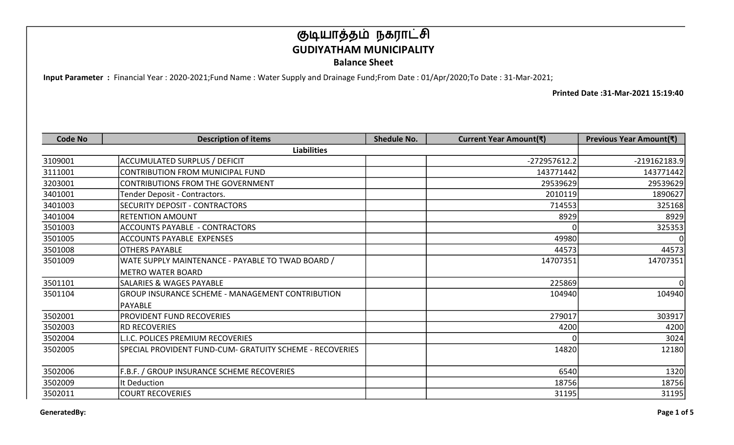# குடியாத்தம் நகராட்சி

## GUDIYATHAM MUNICIPALITY

### Balance Sheet

**Input Parameter :** Financial Year : 2020-2021;Fund Name : Water Supply and Drainage Fund;From Date : 01/Apr/2020;To Date : 31-Mar-2021;

**Printed Date :31-Mar-2021 15:19:40**

| Code No | Description of items | Shedule No. | Current Year Amount(₹) | Previous Year Amount(₹) |
|---|---|---|---|---|
| | **Liabilities** | | | |
| 3109001 | ACCUMULATED SURPLUS / DEFICIT | | -272957612.2 | -219162183.9 |
| 3111001 | CONTRIBUTION FROM MUNICIPAL FUND | | 143771442 | 143771442 |
| 3203001 | CONTRIBUTIONS FROM THE GOVERNMENT | | 29539629 | 29539629 |
| 3401001 | Tender Deposit - Contractors. | | 2010119 | 1890627 |
| 3401003 | SECURITY DEPOSIT - CONTRACTORS | | 714553 | 325168 |
| 3401004 | RETENTION AMOUNT | | 8929 | 8929 |
| 3501003 | ACCOUNTS PAYABLE - CONTRACTORS | | 0 | 325353 |
| 3501005 | ACCOUNTS PAYABLE EXPENSES | | 49980 | 0 |
| 3501008 | OTHERS PAYABLE | | 44573 | 44573 |
| 3501009 | WATE SUPPLY MAINTENANCE - PAYABLE TO TWAD BOARD / METRO WATER BOARD | | 14707351 | 14707351 |
| 3501101 | SALARIES & WAGES PAYABLE | | 225869 | 0 |
| 3501104 | GROUP INSURANCE SCHEME - MANAGEMENT CONTRIBUTION PAYABLE | | 104940 | 104940 |
| 3502001 | PROVIDENT FUND RECOVERIES | | 279017 | 303917 |
| 3502003 | RD RECOVERIES | | 4200 | 4200 |
| 3502004 | L.I.C. POLICES PREMIUM RECOVERIES | | 0 | 3024 |
| 3502005 | SPECIAL PROVIDENT FUND-CUM- GRATUITY SCHEME - RECOVERIES | | 14820 | 12180 |
| 3502006 | F.B.F. / GROUP INSURANCE SCHEME RECOVERIES | | 6540 | 1320 |
| 3502009 | It Deduction | | 18756 | 18756 |
| 3502011 | COURT RECOVERIES | | 31195 | 31195 |

GeneratedBy: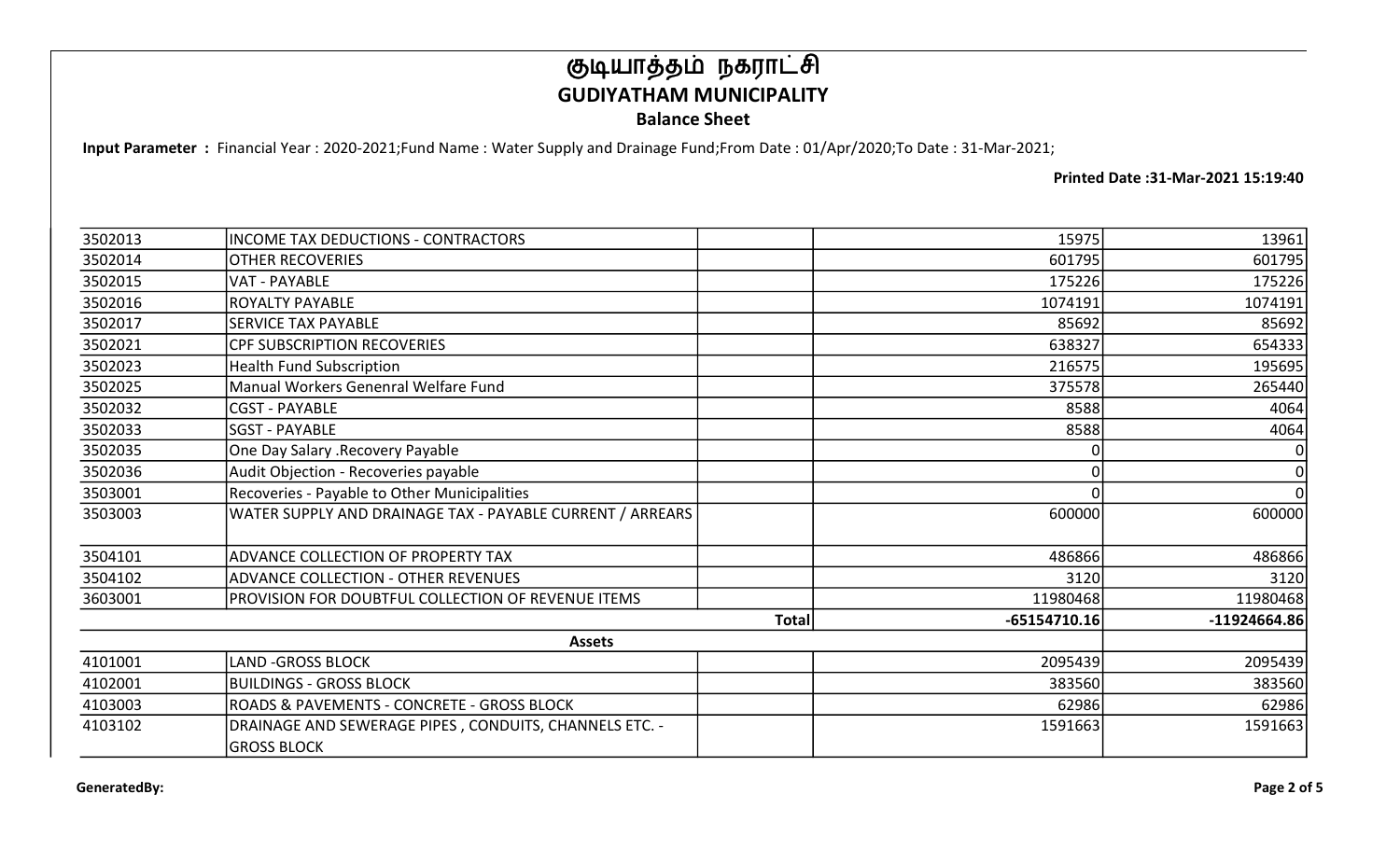# குடியாத்தம் நகராட்சி

## GUDIYATHAM MUNICIPALITY

### Balance Sheet

**Input Parameter :** Financial Year : 2020-2021;Fund Name : Water Supply and Drainage Fund;From Date : 01/Apr/2020;To Date : 31-Mar-2021;

**Printed Date :31-Mar-2021 15:19:40**

| | | | | |
|---|---|---|---|---|
| 3502013 | INCOME TAX DEDUCTIONS - CONTRACTORS | | 15975 | 13961 |
| 3502014 | OTHER RECOVERIES | | 601795 | 601795 |
| 3502015 | VAT - PAYABLE | | 175226 | 175226 |
| 3502016 | ROYALTY PAYABLE | | 1074191 | 1074191 |
| 3502017 | SERVICE TAX PAYABLE | | 85692 | 85692 |
| 3502021 | CPF SUBSCRIPTION RECOVERIES | | 638327 | 654333 |
| 3502023 | Health Fund Subscription | | 216575 | 195695 |
| 3502025 | Manual Workers Genenral Welfare Fund | | 375578 | 265440 |
| 3502032 | CGST - PAYABLE | | 8588 | 4064 |
| 3502033 | SGST - PAYABLE | | 8588 | 4064 |
| 3502035 | One Day Salary .Recovery Payable | | 0 | 0 |
| 3502036 | Audit Objection - Recoveries payable | | 0 | 0 |
| 3503001 | Recoveries - Payable to Other Municipalities | | 0 | 0 |
| 3503003 | WATER SUPPLY AND DRAINAGE TAX - PAYABLE CURRENT / ARREARS | | 600000 | 600000 |
| 3504101 | ADVANCE COLLECTION OF PROPERTY TAX | | 486866 | 486866 |
| 3504102 | ADVANCE COLLECTION - OTHER REVENUES | | 3120 | 3120 |
| 3603001 | PROVISION FOR DOUBTFUL COLLECTION OF REVENUE ITEMS | | 11980468 | 11980468 |
| | | **Total** | **-65154710.16** | **-11924664.86** |
| | **Assets** | | | |
| 4101001 | LAND -GROSS BLOCK | | 2095439 | 2095439 |
| 4102001 | BUILDINGS - GROSS BLOCK | | 383560 | 383560 |
| 4103003 | ROADS & PAVEMENTS - CONCRETE - GROSS BLOCK | | 62986 | 62986 |
| 4103102 | DRAINAGE AND SEWERAGE PIPES , CONDUITS, CHANNELS ETC. - GROSS BLOCK | | 1591663 | 1591663 |

**GeneratedBy:**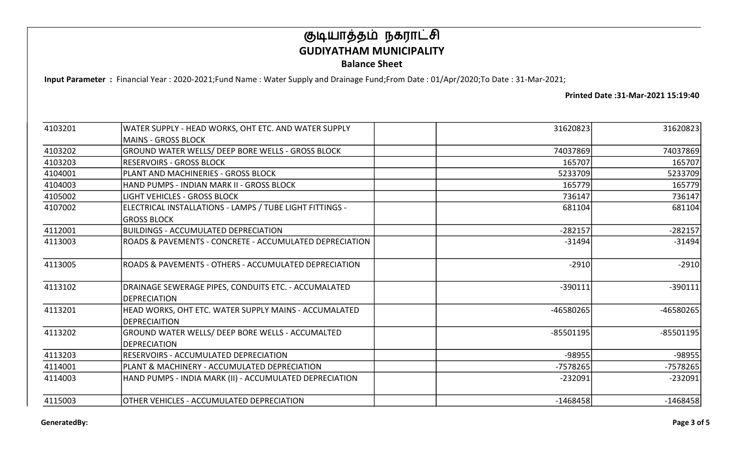# குடியாத்தம் நகராட்சி

## GUDIYATHAM MUNICIPALITY

### Balance Sheet

**Input Parameter :** Financial Year : 2020-2021;Fund Name : Water Supply and Drainage Fund;From Date : 01/Apr/2020;To Date : 31-Mar-2021;

**Printed Date :31-Mar-2021 15:19:40**

| | | | | |
|---|---|---|---|---|
| 4103201 | WATER SUPPLY - HEAD WORKS, OHT ETC. AND WATER SUPPLY MAINS - GROSS BLOCK | | 31620823 | 31620823 |
| 4103202 | GROUND WATER WELLS/ DEEP BORE WELLS - GROSS BLOCK | | 74037869 | 74037869 |
| 4103203 | RESERVOIRS - GROSS BLOCK | | 165707 | 165707 |
| 4104001 | PLANT AND MACHINERIES - GROSS BLOCK | | 5233709 | 5233709 |
| 4104003 | HAND PUMPS - INDIAN MARK II - GROSS BLOCK | | 165779 | 165779 |
| 4105002 | LIGHT VEHICLES - GROSS BLOCK | | 736147 | 736147 |
| 4107002 | ELECTRICAL INSTALLATIONS - LAMPS / TUBE LIGHT FITTINGS - GROSS BLOCK | | 681104 | 681104 |
| 4112001 | BUILDINGS - ACCUMULATED DEPRECIATION | | -282157 | -282157 |
| 4113003 | ROADS & PAVEMENTS - CONCRETE - ACCUMULATED DEPRECIATION | | -31494 | -31494 |
| 4113005 | ROADS & PAVEMENTS - OTHERS - ACCUMULATED DEPRECIATION | | -2910 | -2910 |
| 4113102 | DRAINAGE SEWERAGE PIPES, CONDUITS ETC. - ACCUMALATED DEPRECIATION | | -390111 | -390111 |
| 4113201 | HEAD WORKS, OHT ETC. WATER SUPPLY MAINS - ACCUMALATED DEPRECIAITION | | -46580265 | -46580265 |
| 4113202 | GROUND WATER WELLS/ DEEP BORE WELLS - ACCUMALTED DEPRECIATION | | -85501195 | -85501195 |
| 4113203 | RESERVOIRS - ACCUMULATED DEPRECIATION | | -98955 | -98955 |
| 4114001 | PLANT & MACHINERY - ACCUMULATED DEPRECIATION | | -7578265 | -7578265 |
| 4114003 | HAND PUMPS - INDIA MARK (II) - ACCUMULATED DEPRECIATION | | -232091 | -232091 |
| 4115003 | OTHER VEHICLES - ACCUMULATED DEPRECIATION | | -1468458 | -1468458 |

GeneratedBy: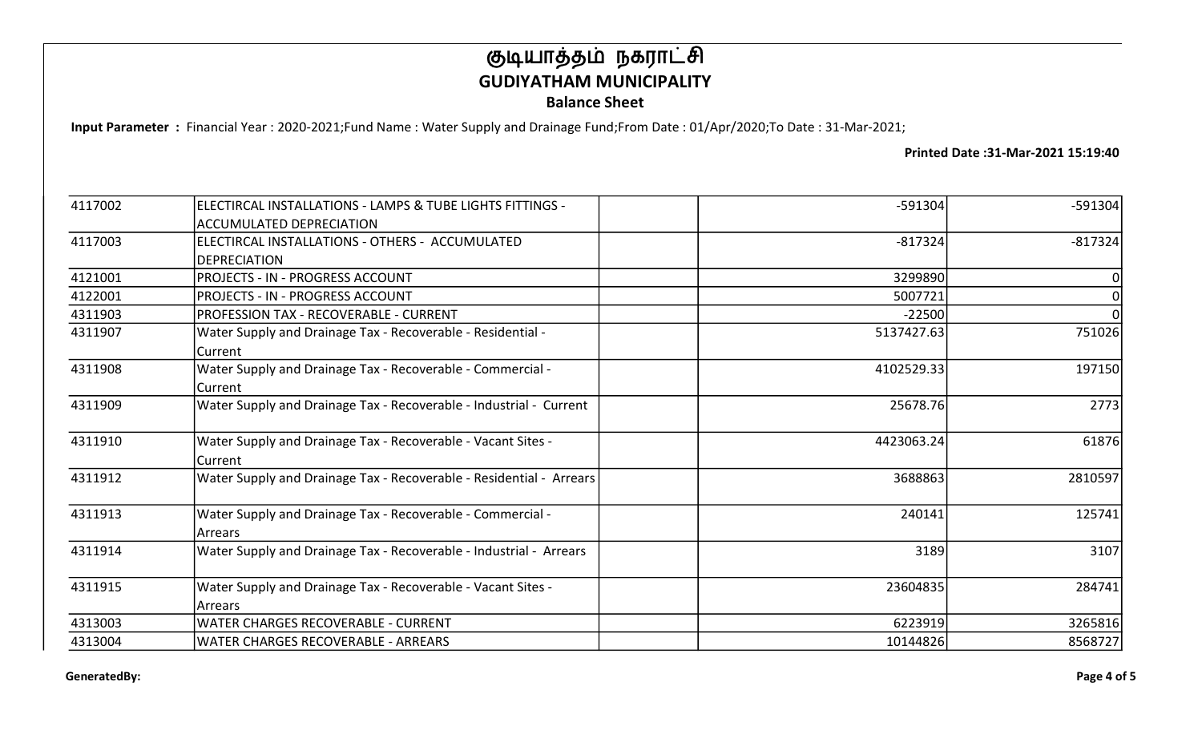# குடியாத்தம் நகராட்சி
## GUDIYATHAM MUNICIPALITY
### Balance Sheet

**Input Parameter :** Financial Year : 2020-2021;Fund Name : Water Supply and Drainage Fund;From Date : 01/Apr/2020;To Date : 31-Mar-2021;

**Printed Date :31-Mar-2021 15:19:40**

| | | | | |
|---|---|---|---|---|
| 4117002 | ELECTIRCAL INSTALLATIONS - LAMPS & TUBE LIGHTS FITTINGS - ACCUMULATED DEPRECIATION | | -591304 | -591304 |
| 4117003 | ELECTIRCAL INSTALLATIONS - OTHERS - ACCUMULATED DEPRECIATION | | -817324 | -817324 |
| 4121001 | PROJECTS - IN - PROGRESS ACCOUNT | | 3299890 | 0 |
| 4122001 | PROJECTS - IN - PROGRESS ACCOUNT | | 5007721 | 0 |
| 4311903 | PROFESSION TAX - RECOVERABLE - CURRENT | | -22500 | 0 |
| 4311907 | Water Supply and Drainage Tax - Recoverable - Residential - Current | | 5137427.63 | 751026 |
| 4311908 | Water Supply and Drainage Tax - Recoverable - Commercial - Current | | 4102529.33 | 197150 |
| 4311909 | Water Supply and Drainage Tax - Recoverable - Industrial - Current | | 25678.76 | 2773 |
| 4311910 | Water Supply and Drainage Tax - Recoverable - Vacant Sites - Current | | 4423063.24 | 61876 |
| 4311912 | Water Supply and Drainage Tax - Recoverable - Residential - Arrears | | 3688863 | 2810597 |
| 4311913 | Water Supply and Drainage Tax - Recoverable - Commercial - Arrears | | 240141 | 125741 |
| 4311914 | Water Supply and Drainage Tax - Recoverable - Industrial - Arrears | | 3189 | 3107 |
| 4311915 | Water Supply and Drainage Tax - Recoverable - Vacant Sites - Arrears | | 23604835 | 284741 |
| 4313003 | WATER CHARGES RECOVERABLE - CURRENT | | 6223919 | 3265816 |
| 4313004 | WATER CHARGES RECOVERABLE - ARREARS | | 10144826 | 8568727 |

**GeneratedBy:**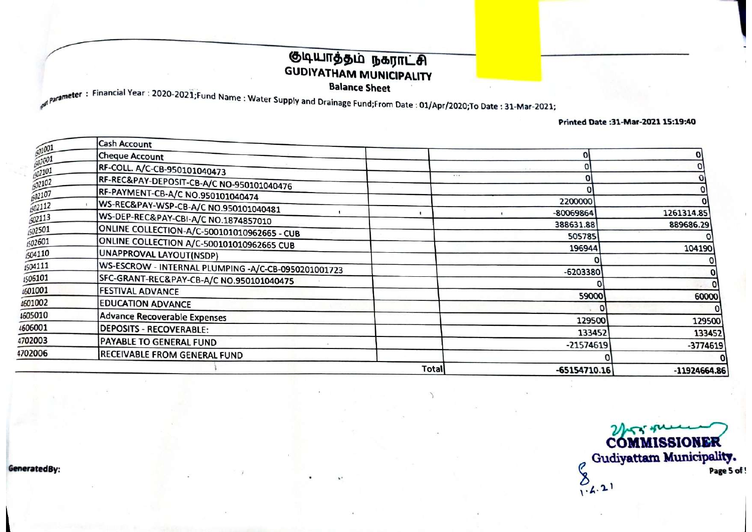# குடியாத்தம் நகராட்சி
## GUDIYATHAM MUNICIPALITY
### Balance Sheet

Input Parameter : Financial Year : 2020-2021;Fund Name : Water Supply and Drainage Fund;From Date : 01/Apr/2020;To Date : 31-Mar-2021;

**Printed Date :31-Mar-2021 15:19:40**

| | | | | | |
|---|---|---|---|---|---|
| 501001 | Cash Account | | | 0 | 0 |
| 502001 | Cheque Account | | | 0 | 0 |
| 502101 | RF-COLL. A/C-CB-950101040473 | | | 0 | 0 |
| 502102 | RF-REC&PAY-DEPOSIT-CB-A/C NO-950101040476 | | | 0 | 0 |
| 502107 | RF-PAYMENT-CB-A/C NO.950101040474 | | | 2200000 | 0 |
| 502112 | WS-REC&PAY-WSP-CB-A/C NO.950101040481 | | | -80069864 | 1261314.85 |
| 502113 | WS-DEP-REC&PAY-CBI-A/C NO.1874857010 | | | 388631.88 | 889686.29 |
| 502501 | ONLINE COLLECTION-A/C-500101010962665 - CUB | | | 505785 | 0 |
| 502601 | ONLINE COLLECTION A/C-500101010962665 CUB | | | 196944 | 104190 |
| 504110 | UNAPPROVAL LAYOUT(NSDP) | | | 0 | 0 |
| 504111 | WS-ESCROW - INTERNAL PLUMPING -A/C-CB-0950201001723 | | | -6203380 | 0 |
| 506101 | SFC-GRANT-REC&PAY-CB-A/C NO.950101040475 | | | 0 | 0 |
| 4601001 | FESTIVAL ADVANCE | | | 59000 | 60000 |
| 4601002 | EDUCATION ADVANCE | | | 0 | 0 |
| 4605010 | Advance Recoverable Expenses | | | 129500 | 129500 |
| 4606001 | DEPOSITS - RECOVERABLE: | | | 133452 | 133452 |
| 4702003 | PAYABLE TO GENERAL FUND | | | -21574619 | -3774619 |
| 4702006 | RECEIVABLE FROM GENERAL FUND | | | 0 | 0 |
| | | | Total | -65154710.16 | -11924664.86 |

COMMISSIONER
Gudiyattam Municipality.
1.4.21

GeneratedBy: